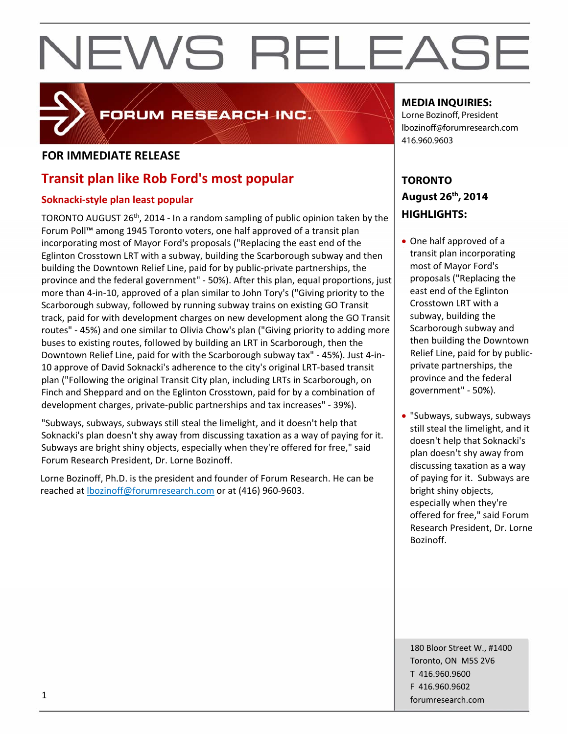# NEWS RELEASE

FORUM RESEARCH INC.

**FOR IMMEDIATE RELEASE**

## Transit plan like Rob Ford's most popular

### Soknacki-style plan least popular

TORONTO AUGUST 26th, 2014 - In a random sampling of public opinion taken by the Forum Poll™ among 1945 Toronto voters, one half approved of a transit plan incorporating most of Mayor Ford's proposals ("Replacing the east end of the Eglinton Crosstown LRT with a subway, building the Scarborough subway and then building the Downtown Relief Line, paid for by public-private partnerships, the province and the federal government" - 50%). After this plan, equal proportions, just more than 4-in-10, approved of a plan similar to John Tory's ("Giving priority to the Scarborough subway, followed by running subway trains on existing GO Transit track, paid for with development charges on new development along the GO Transit routes" - 45%) and one similar to Olivia Chow's plan ("Giving priority to adding more buses to existing routes, followed by building an LRT in Scarborough, then the Downtown Relief Line, paid for with the Scarborough subway tax" - 45%). Just 4-in-10 approve of David Soknacki's adherence to the city's original LRT-based transit plan ("Following the original Transit City plan, including LRTs in Scarborough, on Finch and Sheppard and on the Eglinton Crosstown, paid for by a combination of development charges, private-public partnerships and tax increases" - 39%).

"Subways, subways, subways still steal the limelight, and it doesn't help that Soknacki's plan doesn't shy away from discussing taxation as a way of paying for it. Subways are bright shiny objects, especially when they're offered for free," said Forum Research President, Dr. Lorne Bozinoff.

Lorne Bozinoff, Ph.D. is the president and founder of Forum Research. He can be reached at lbozinoff@forumresearch.com or at (416) 960-9603.

**MEDIA INQUIRIES:**
Lorne Bozinoff, President
lbozinoff@forumresearch.com
416.960.9603

**TORONTO**
**August 26th, 2014**
**HIGHLIGHTS:**

- One half approved of a transit plan incorporating most of Mayor Ford's proposals ("Replacing the east end of the Eglinton Crosstown LRT with a subway, building the Scarborough subway and then building the Downtown Relief Line, paid for by public-private partnerships, the province and the federal government" - 50%).
- "Subways, subways, subways still steal the limelight, and it doesn't help that Soknacki's plan doesn't shy away from discussing taxation as a way of paying for it. Subways are bright shiny objects, especially when they're offered for free," said Forum Research President, Dr. Lorne Bozinoff.

180 Bloor Street W., #1400
Toronto, ON M5S 2V6
T 416.960.9600
F 416.960.9602
forumresearch.com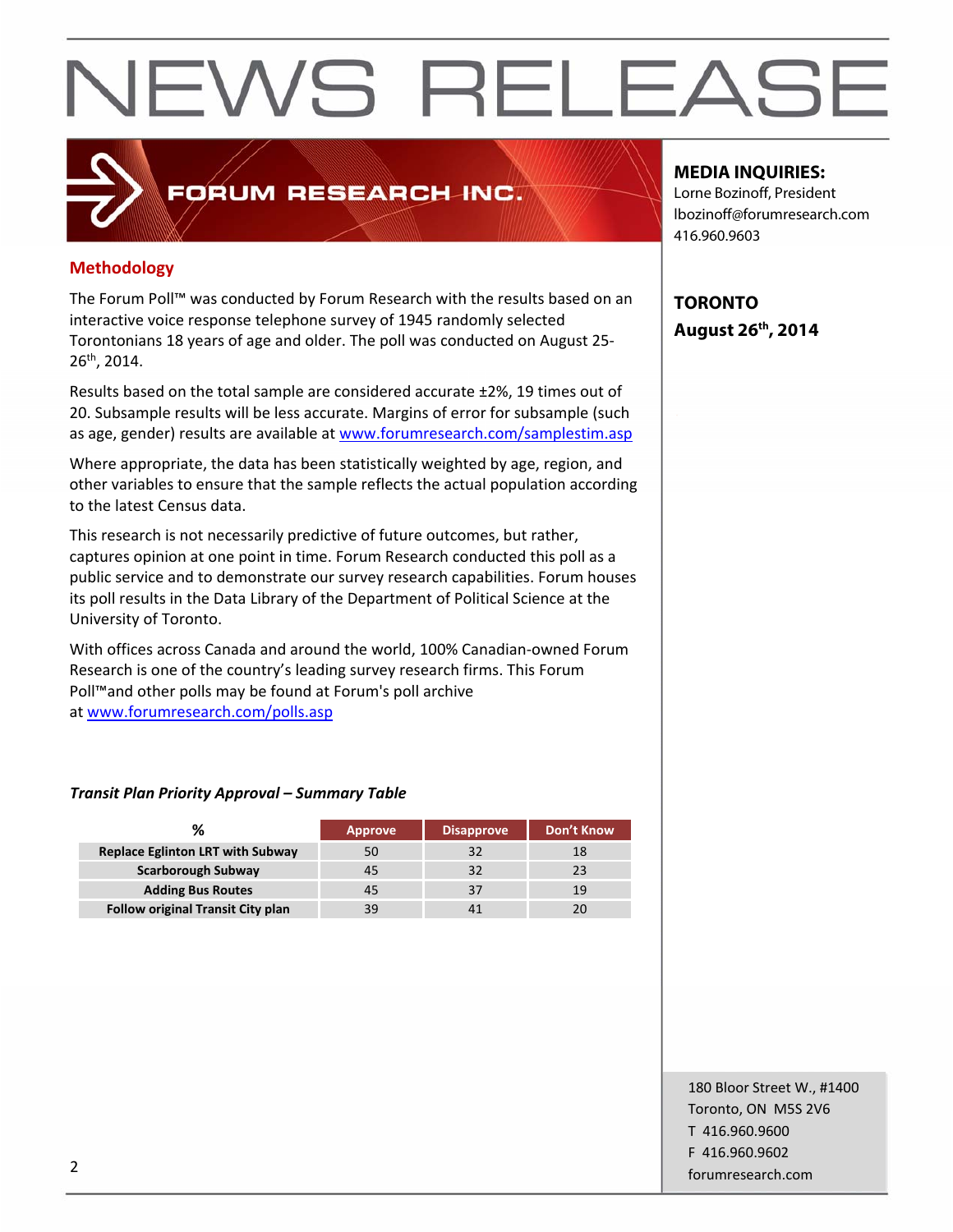# NEWS RELEASE

FORUM RESEARCH INC.

**MEDIA INQUIRIES:**
Lorne Bozinoff, President
lbozinoff@forumresearch.com
416.960.9603

**TORONTO**
**August 26th, 2014**

## Methodology

The Forum Poll™ was conducted by Forum Research with the results based on an interactive voice response telephone survey of 1945 randomly selected Torontonians 18 years of age and older. The poll was conducted on August 25-26th, 2014.

Results based on the total sample are considered accurate ±2%, 19 times out of 20. Subsample results will be less accurate. Margins of error for subsample (such as age, gender) results are available at www.forumresearch.com/samplestim.asp

Where appropriate, the data has been statistically weighted by age, region, and other variables to ensure that the sample reflects the actual population according to the latest Census data.

This research is not necessarily predictive of future outcomes, but rather, captures opinion at one point in time. Forum Research conducted this poll as a public service and to demonstrate our survey research capabilities. Forum houses its poll results in the Data Library of the Department of Political Science at the University of Toronto.

With offices across Canada and around the world, 100% Canadian-owned Forum Research is one of the country's leading survey research firms. This Forum Poll™and other polls may be found at Forum's poll archive at www.forumresearch.com/polls.asp

***Transit Plan Priority Approval – Summary Table***

| % | Approve | Disapprove | Don't Know |
|---|---|---|---|
| Replace Eglinton LRT with Subway | 50 | 32 | 18 |
| Scarborough Subway | 45 | 32 | 23 |
| Adding Bus Routes | 45 | 37 | 19 |
| Follow original Transit City plan | 39 | 41 | 20 |

180 Bloor Street W., #1400
Toronto, ON M5S 2V6
T 416.960.9600
F 416.960.9602
forumresearch.com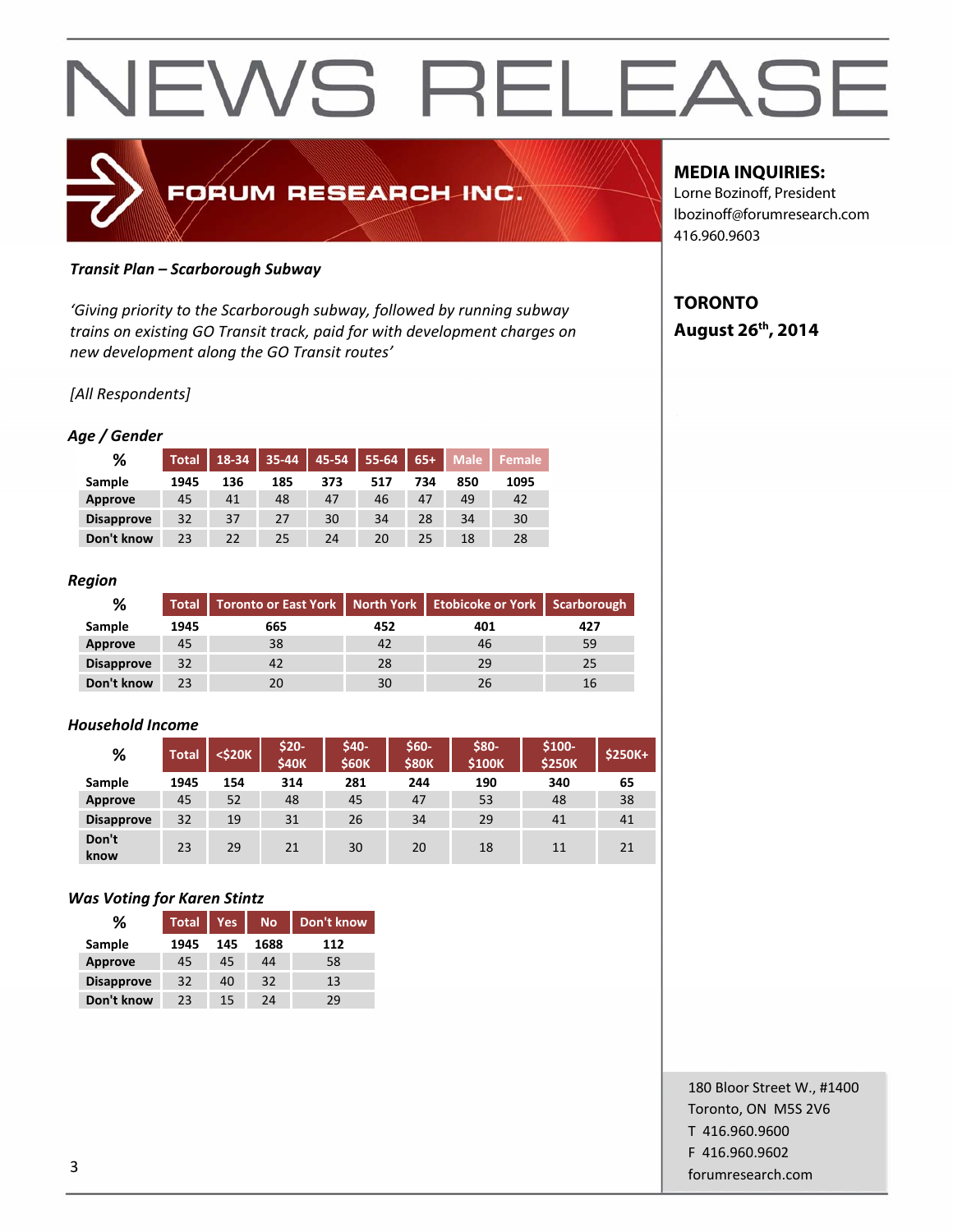# NEWS RELEASE

FORUM RESEARCH INC.

**MEDIA INQUIRIES:**
Lorne Bozinoff, President
lbozinoff@forumresearch.com
416.960.9603

**TORONTO**
**August 26th, 2014**

***Transit Plan – Scarborough Subway***

*'Giving priority to the Scarborough subway, followed by running subway trains on existing GO Transit track, paid for with development charges on new development along the GO Transit routes'*

*[All Respondents]*

### *Age / Gender*

| % | Total | 18-34 | 35-44 | 45-54 | 55-64 | 65+ | Male | Female |
|---|---|---|---|---|---|---|---|---|
| Sample | 1945 | 136 | 185 | 373 | 517 | 734 | 850 | 1095 |
| Approve | 45 | 41 | 48 | 47 | 46 | 47 | 49 | 42 |
| Disapprove | 32 | 37 | 27 | 30 | 34 | 28 | 34 | 30 |
| Don't know | 23 | 22 | 25 | 24 | 20 | 25 | 18 | 28 |

### *Region*

| % | Total | Toronto or East York | North York | Etobicoke or York | Scarborough |
|---|---|---|---|---|---|
| Sample | 1945 | 665 | 452 | 401 | 427 |
| Approve | 45 | 38 | 42 | 46 | 59 |
| Disapprove | 32 | 42 | 28 | 29 | 25 |
| Don't know | 23 | 20 | 30 | 26 | 16 |

### *Household Income*

| % | Total | <$20K | $20-$40K | $40-$60K | $60-$80K | $80-$100K | $100-$250K | $250K+ |
|---|---|---|---|---|---|---|---|---|
| Sample | 1945 | 154 | 314 | 281 | 244 | 190 | 340 | 65 |
| Approve | 45 | 52 | 48 | 45 | 47 | 53 | 48 | 38 |
| Disapprove | 32 | 19 | 31 | 26 | 34 | 29 | 41 | 41 |
| Don't know | 23 | 29 | 21 | 30 | 20 | 18 | 11 | 21 |

### *Was Voting for Karen Stintz*

| % | Total | Yes | No | Don't know |
|---|---|---|---|---|
| Sample | 1945 | 145 | 1688 | 112 |
| Approve | 45 | 45 | 44 | 58 |
| Disapprove | 32 | 40 | 32 | 13 |
| Don't know | 23 | 15 | 24 | 29 |

180 Bloor Street W., #1400
Toronto, ON M5S 2V6
T 416.960.9600
F 416.960.9602
forumresearch.com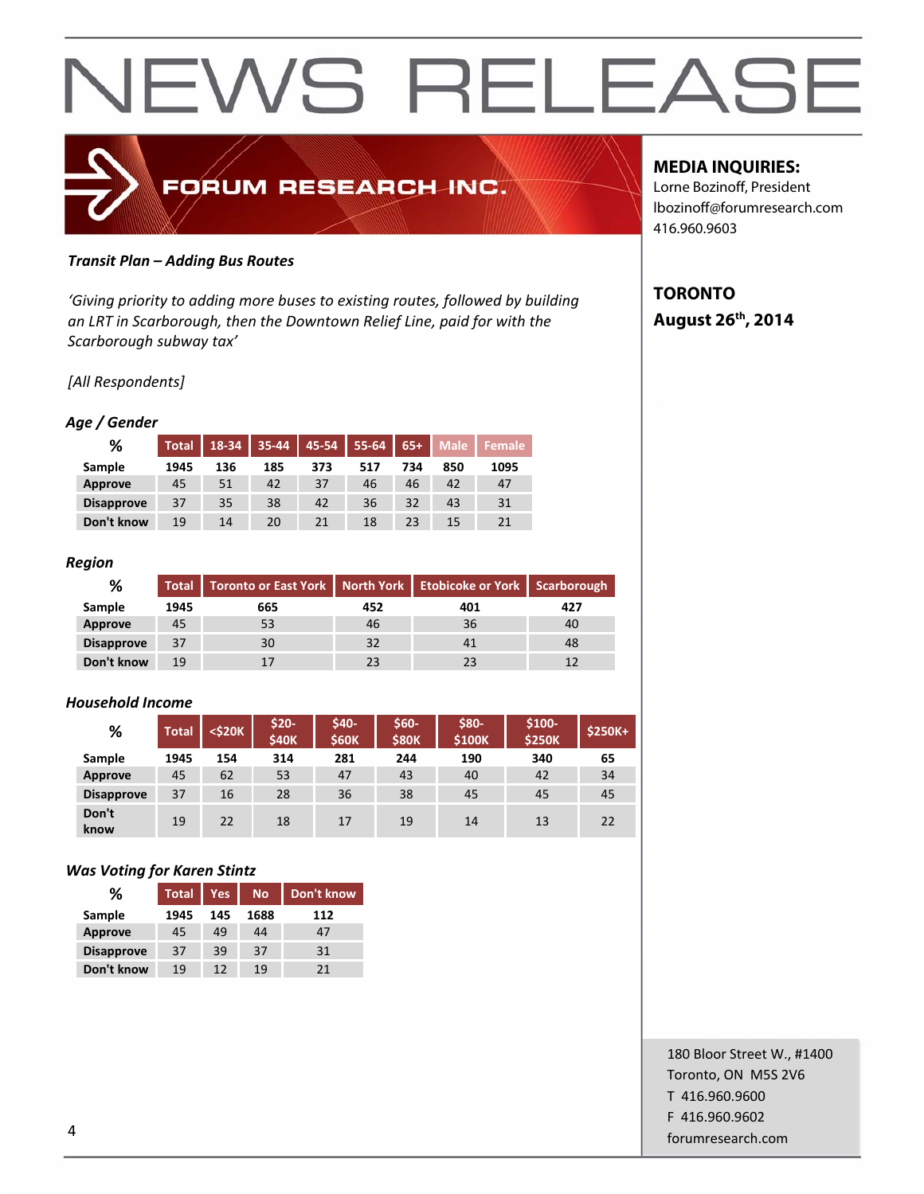# NEWS RELEASE

FORUM RESEARCH INC.

**MEDIA INQUIRIES:**
Lorne Bozinoff, President
lbozinoff@forumresearch.com
416.960.9603

**TORONTO**
**August 26th, 2014**

***Transit Plan – Adding Bus Routes***

*'Giving priority to adding more buses to existing routes, followed by building an LRT in Scarborough, then the Downtown Relief Line, paid for with the Scarborough subway tax'*

*[All Respondents]*

### *Age / Gender*

| % | Total | 18-34 | 35-44 | 45-54 | 55-64 | 65+ | Male | Female |
|---|---|---|---|---|---|---|---|---|
| Sample | 1945 | 136 | 185 | 373 | 517 | 734 | 850 | 1095 |
| Approve | 45 | 51 | 42 | 37 | 46 | 46 | 42 | 47 |
| Disapprove | 37 | 35 | 38 | 42 | 36 | 32 | 43 | 31 |
| Don't know | 19 | 14 | 20 | 21 | 18 | 23 | 15 | 21 |

### *Region*

| % | Total | Toronto or East York | North York | Etobicoke or York | Scarborough |
|---|---|---|---|---|---|
| Sample | 1945 | 665 | 452 | 401 | 427 |
| Approve | 45 | 53 | 46 | 36 | 40 |
| Disapprove | 37 | 30 | 32 | 41 | 48 |
| Don't know | 19 | 17 | 23 | 23 | 12 |

### *Household Income*

| % | Total | <$20K | $20-$40K | $40-$60K | $60-$80K | $80-$100K | $100-$250K | $250K+ |
|---|---|---|---|---|---|---|---|---|
| Sample | 1945 | 154 | 314 | 281 | 244 | 190 | 340 | 65 |
| Approve | 45 | 62 | 53 | 47 | 43 | 40 | 42 | 34 |
| Disapprove | 37 | 16 | 28 | 36 | 38 | 45 | 45 | 45 |
| Don't know | 19 | 22 | 18 | 17 | 19 | 14 | 13 | 22 |

### *Was Voting for Karen Stintz*

| % | Total | Yes | No | Don't know |
|---|---|---|---|---|
| Sample | 1945 | 145 | 1688 | 112 |
| Approve | 45 | 49 | 44 | 47 |
| Disapprove | 37 | 39 | 37 | 31 |
| Don't know | 19 | 12 | 19 | 21 |

180 Bloor Street W., #1400
Toronto, ON M5S 2V6
T 416.960.9600
F 416.960.9602
forumresearch.com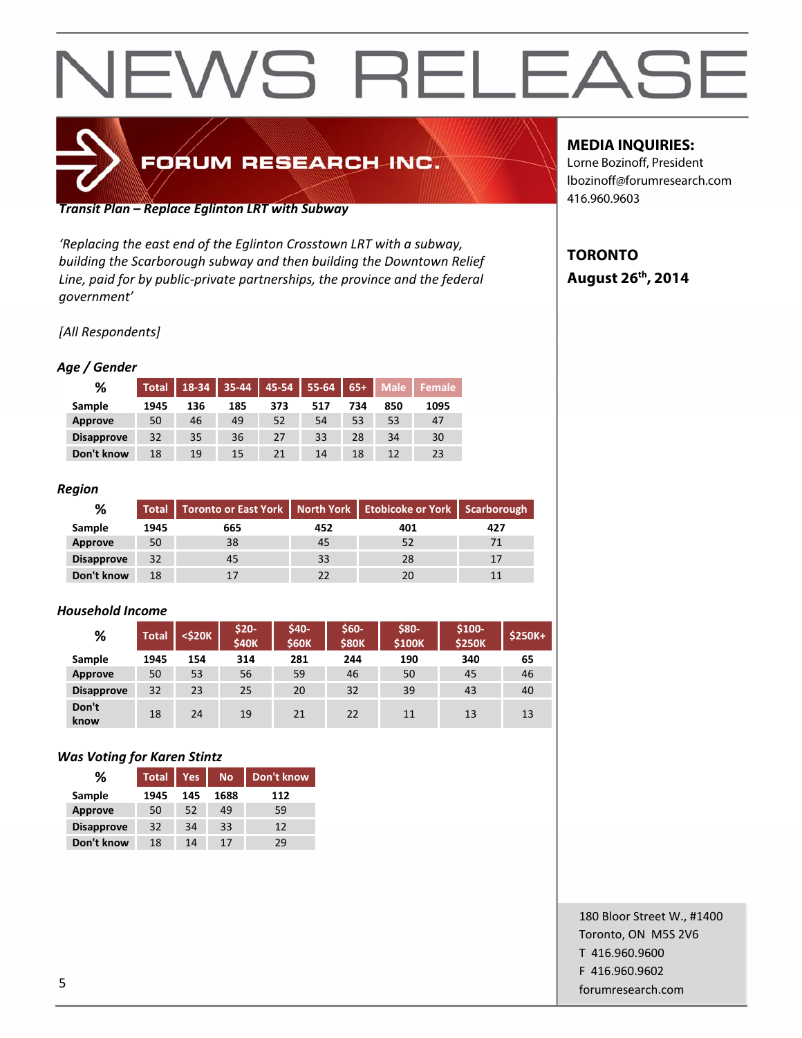# NEWS RELEASE

FORUM RESEARCH INC.

**MEDIA INQUIRIES:**
Lorne Bozinoff, President
lbozinoff@forumresearch.com
416.960.9603

**TORONTO**
**August 26th, 2014**

***Transit Plan – Replace Eglinton LRT with Subway***

*'Replacing the east end of the Eglinton Crosstown LRT with a subway, building the Scarborough subway and then building the Downtown Relief Line, paid for by public-private partnerships, the province and the federal government'*

*[All Respondents]*

### *Age / Gender*

| % | Total | 18-34 | 35-44 | 45-54 | 55-64 | 65+ | Male | Female |
|---|---|---|---|---|---|---|---|---|
| Sample | 1945 | 136 | 185 | 373 | 517 | 734 | 850 | 1095 |
| Approve | 50 | 46 | 49 | 52 | 54 | 53 | 53 | 47 |
| Disapprove | 32 | 35 | 36 | 27 | 33 | 28 | 34 | 30 |
| Don't know | 18 | 19 | 15 | 21 | 14 | 18 | 12 | 23 |

### *Region*

| % | Total | Toronto or East York | North York | Etobicoke or York | Scarborough |
|---|---|---|---|---|---|
| Sample | 1945 | 665 | 452 | 401 | 427 |
| Approve | 50 | 38 | 45 | 52 | 71 |
| Disapprove | 32 | 45 | 33 | 28 | 17 |
| Don't know | 18 | 17 | 22 | 20 | 11 |

### *Household Income*

| % | Total | <$20K | $20-$40K | $40-$60K | $60-$80K | $80-$100K | $100-$250K | $250K+ |
|---|---|---|---|---|---|---|---|---|
| Sample | 1945 | 154 | 314 | 281 | 244 | 190 | 340 | 65 |
| Approve | 50 | 53 | 56 | 59 | 46 | 50 | 45 | 46 |
| Disapprove | 32 | 23 | 25 | 20 | 32 | 39 | 43 | 40 |
| Don't know | 18 | 24 | 19 | 21 | 22 | 11 | 13 | 13 |

### *Was Voting for Karen Stintz*

| % | Total | Yes | No | Don't know |
|---|---|---|---|---|
| Sample | 1945 | 145 | 1688 | 112 |
| Approve | 50 | 52 | 49 | 59 |
| Disapprove | 32 | 34 | 33 | 12 |
| Don't know | 18 | 14 | 17 | 29 |

180 Bloor Street W., #1400
Toronto, ON M5S 2V6
T 416.960.9600
F 416.960.9602
forumresearch.com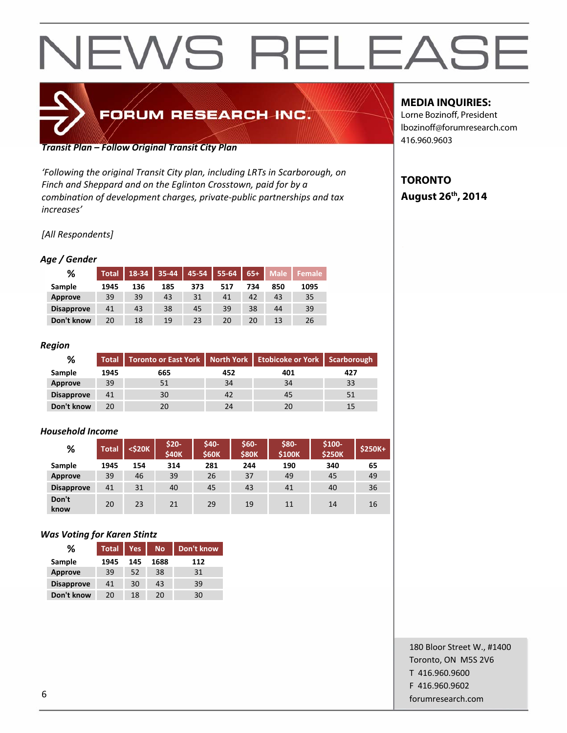# NEWS RELEASE

FORUM RESEARCH INC.

**MEDIA INQUIRIES:**
Lorne Bozinoff, President
lbozinoff@forumresearch.com
416.960.9603

**TORONTO**
**August 26th, 2014**

***Transit Plan – Follow Original Transit City Plan***

*'Following the original Transit City plan, including LRTs in Scarborough, on Finch and Sheppard and on the Eglinton Crosstown, paid for by a combination of development charges, private-public partnerships and tax increases'*

*[All Respondents]*

### *Age / Gender*

| % | Total | 18-34 | 35-44 | 45-54 | 55-64 | 65+ | Male | Female |
|---|---|---|---|---|---|---|---|---|
| Sample | 1945 | 136 | 185 | 373 | 517 | 734 | 850 | 1095 |
| Approve | 39 | 39 | 43 | 31 | 41 | 42 | 43 | 35 |
| Disapprove | 41 | 43 | 38 | 45 | 39 | 38 | 44 | 39 |
| Don't know | 20 | 18 | 19 | 23 | 20 | 20 | 13 | 26 |

### *Region*

| % | Total | Toronto or East York | North York | Etobicoke or York | Scarborough |
|---|---|---|---|---|---|
| Sample | 1945 | 665 | 452 | 401 | 427 |
| Approve | 39 | 51 | 34 | 34 | 33 |
| Disapprove | 41 | 30 | 42 | 45 | 51 |
| Don't know | 20 | 20 | 24 | 20 | 15 |

### *Household Income*

| % | Total | <$20K | $20-$40K | $40-$60K | $60-$80K | $80-$100K | $100-$250K | $250K+ |
|---|---|---|---|---|---|---|---|---|
| Sample | 1945 | 154 | 314 | 281 | 244 | 190 | 340 | 65 |
| Approve | 39 | 46 | 39 | 26 | 37 | 49 | 45 | 49 |
| Disapprove | 41 | 31 | 40 | 45 | 43 | 41 | 40 | 36 |
| Don't know | 20 | 23 | 21 | 29 | 19 | 11 | 14 | 16 |

### *Was Voting for Karen Stintz*

| % | Total | Yes | No | Don't know |
|---|---|---|---|---|
| Sample | 1945 | 145 | 1688 | 112 |
| Approve | 39 | 52 | 38 | 31 |
| Disapprove | 41 | 30 | 43 | 39 |
| Don't know | 20 | 18 | 20 | 30 |

180 Bloor Street W., #1400
Toronto, ON M5S 2V6
T 416.960.9600
F 416.960.9602
forumresearch.com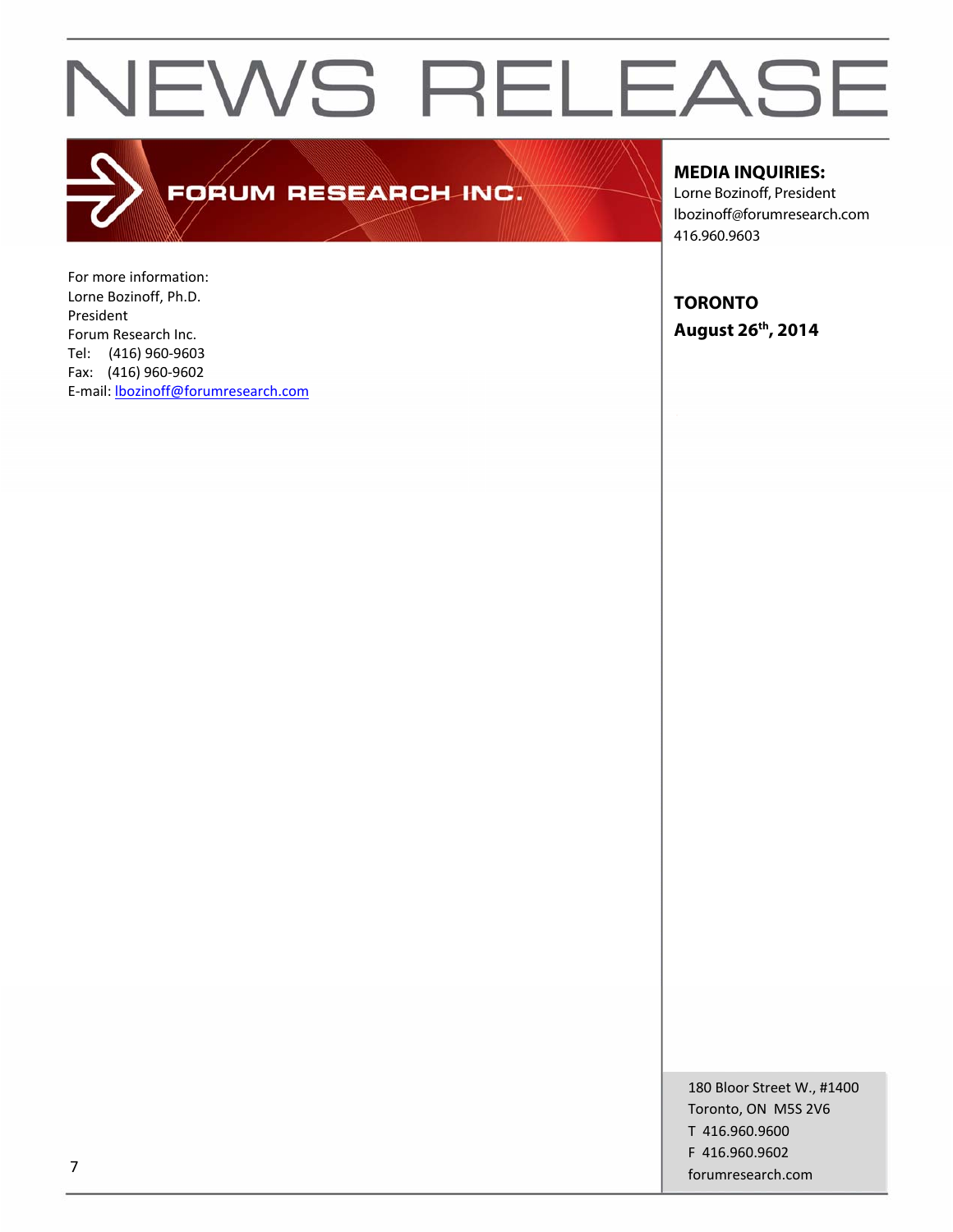# NEWS RELEASE

**FORUM RESEARCH INC.**

**MEDIA INQUIRIES:**
Lorne Bozinoff, President
lbozinoff@forumresearch.com
416.960.9603

**TORONTO**
**August 26th, 2014**

For more information:
Lorne Bozinoff, Ph.D.
President
Forum Research Inc.
Tel: (416) 960-9603
Fax: (416) 960-9602
E-mail: lbozinoff@forumresearch.com

180 Bloor Street W., #1400
Toronto, ON M5S 2V6
T 416.960.9600
F 416.960.9602
forumresearch.com